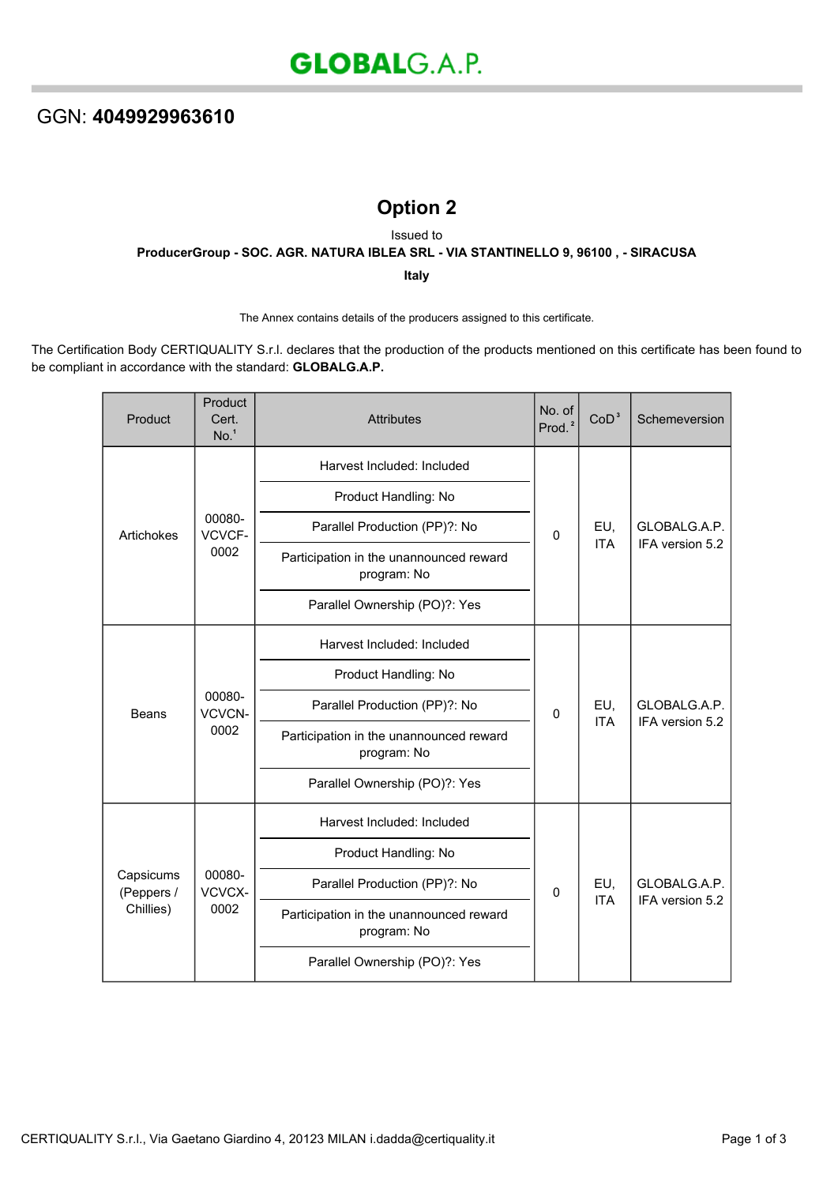# GLOBALG.A.P.

## GGN: **4049929963610**

## Option 2

Issued to

**ProducerGroup - SOC. AGR. NATURA IBLEA SRL - VIA STANTINELLO 9, 96100 , - SIRACUSA**

**Italy**

The Annex contains details of the producers assigned to this certificate.

The Certification Body CERTIQUALITY S.r.l. declares that the production of the products mentioned on this certificate has been found to be compliant in accordance with the standard: **GLOBALG.A.P.**

| Product | Product Cert. No.[1] | Attributes | No. of Prod.[2] | CoD[3] | Schemeversion |
|---|---|---|---|---|---|
| Artichokes | 00080-VCVCF-0002 | Harvest Included: Included<br>Product Handling: No<br>Parallel Production (PP)?: No<br>Participation in the unannounced reward program: No<br>Parallel Ownership (PO)?: Yes | 0 | EU, ITA | GLOBALG.A.P. IFA version 5.2 |
| Beans | 00080-VCVCN-0002 | Harvest Included: Included<br>Product Handling: No<br>Parallel Production (PP)?: No<br>Participation in the unannounced reward program: No<br>Parallel Ownership (PO)?: Yes | 0 | EU, ITA | GLOBALG.A.P. IFA version 5.2 |
| Capsicums (Peppers / Chillies) | 00080-VCVCX-0002 | Harvest Included: Included<br>Product Handling: No<br>Parallel Production (PP)?: No<br>Participation in the unannounced reward program: No<br>Parallel Ownership (PO)?: Yes | 0 | EU, ITA | GLOBALG.A.P. IFA version 5.2 |

CERTIQUALITY S.r.l., Via Gaetano Giardino 4, 20123 MILAN i.dadda@certiquality.it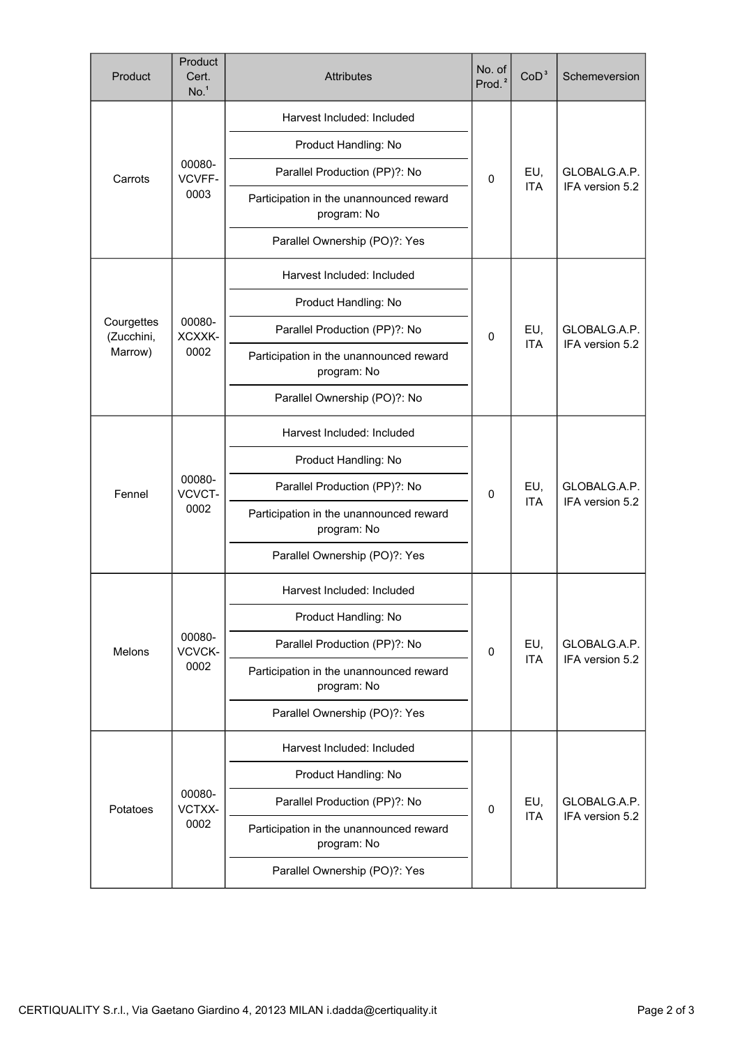| Product | Product Cert. No.[1] | Attributes | No. of Prod.[2] | CoD[3] | Schemeversion |
|---|---|---|---|---|---|
| Carrots | 00080-VCVFF-0003 | Harvest Included: Included<br>Product Handling: No<br>Parallel Production (PP)?: No<br>Participation in the unannounced reward program: No<br>Parallel Ownership (PO)?: Yes | 0 | EU, ITA | GLOBALG.A.P. IFA version 5.2 |
| Courgettes (Zucchini, Marrow) | 00080-XCXXK-0002 | Harvest Included: Included<br>Product Handling: No<br>Parallel Production (PP)?: No<br>Participation in the unannounced reward program: No<br>Parallel Ownership (PO)?: No | 0 | EU, ITA | GLOBALG.A.P. IFA version 5.2 |
| Fennel | 00080-VCVCT-0002 | Harvest Included: Included<br>Product Handling: No<br>Parallel Production (PP)?: No<br>Participation in the unannounced reward program: No<br>Parallel Ownership (PO)?: Yes | 0 | EU, ITA | GLOBALG.A.P. IFA version 5.2 |
| Melons | 00080-VCVCK-0002 | Harvest Included: Included<br>Product Handling: No<br>Parallel Production (PP)?: No<br>Participation in the unannounced reward program: No<br>Parallel Ownership (PO)?: Yes | 0 | EU, ITA | GLOBALG.A.P. IFA version 5.2 |
| Potatoes | 00080-VCTXX-0002 | Harvest Included: Included<br>Product Handling: No<br>Parallel Production (PP)?: No<br>Participation in the unannounced reward program: No<br>Parallel Ownership (PO)?: Yes | 0 | EU, ITA | GLOBALG.A.P. IFA version 5.2 |

CERTIQUALITY S.r.l., Via Gaetano Giardino 4, 20123 MILAN i.dadda@certiquality.it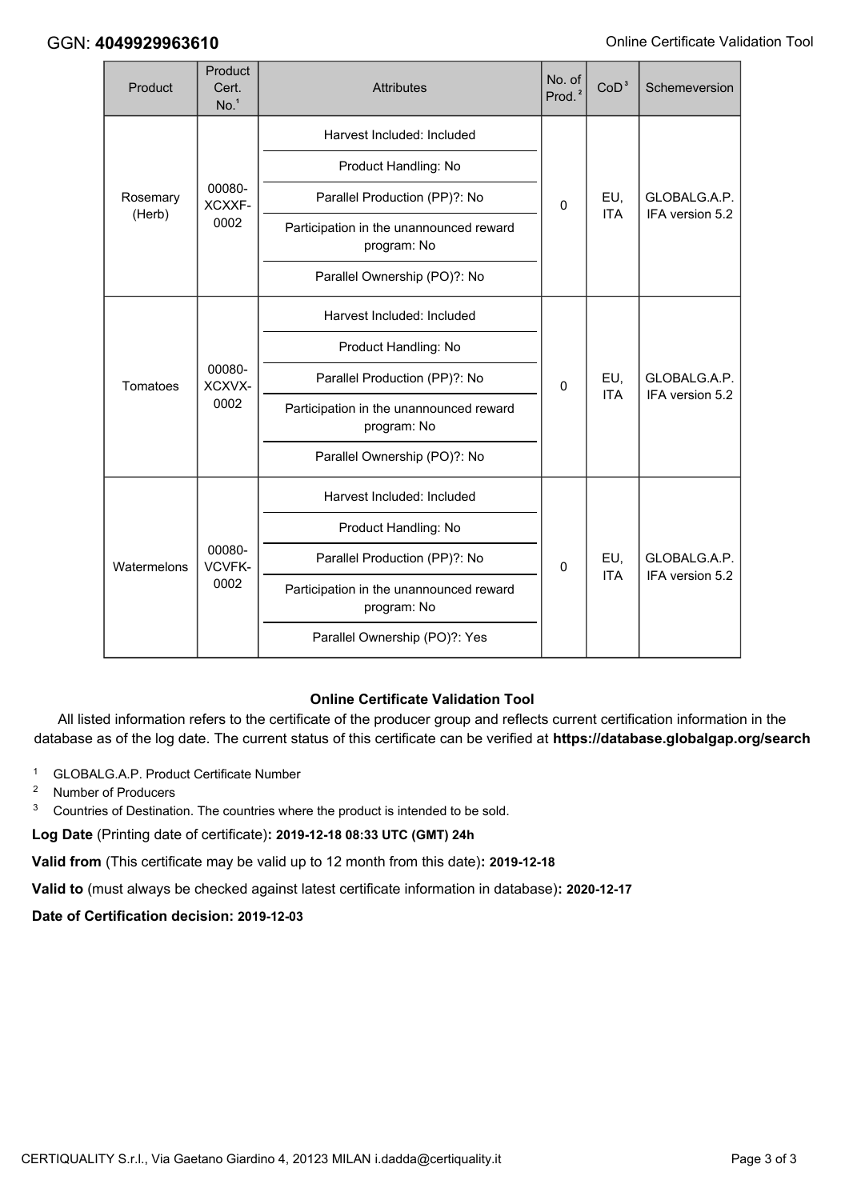GGN: **4049929963610**

Online Certificate Validation Tool

| Product | Product Cert. No.[1] | Attributes | No. of Prod.[2] | CoD[3] | Schemeversion |
|---|---|---|---|---|---|
| Rosemary (Herb) | 00080-XCXXF-0002 | Harvest Included: Included<br>Product Handling: No<br>Parallel Production (PP)?: No<br>Participation in the unannounced reward program: No<br>Parallel Ownership (PO)?: No | 0 | EU, ITA | GLOBALG.A.P. IFA version 5.2 |
| Tomatoes | 00080-XCXVX-0002 | Harvest Included: Included<br>Product Handling: No<br>Parallel Production (PP)?: No<br>Participation in the unannounced reward program: No<br>Parallel Ownership (PO)?: No | 0 | EU, ITA | GLOBALG.A.P. IFA version 5.2 |
| Watermelons | 00080-VCVFK-0002 | Harvest Included: Included<br>Product Handling: No<br>Parallel Production (PP)?: No<br>Participation in the unannounced reward program: No<br>Parallel Ownership (PO)?: Yes | 0 | EU, ITA | GLOBALG.A.P. IFA version 5.2 |

**Online Certificate Validation Tool**

All listed information refers to the certificate of the producer group and reflects current certification information in the database as of the log date. The current status of this certificate can be verified at **https://database.globalgap.org/search**

[1] GLOBALG.A.P. Product Certificate Number
[2] Number of Producers
[3] Countries of Destination. The countries where the product is intended to be sold.

**Log Date** (Printing date of certificate)**: 2019-12-18 08:33 UTC (GMT) 24h**

**Valid from** (This certificate may be valid up to 12 month from this date)**: 2019-12-18**

**Valid to** (must always be checked against latest certificate information in database)**: 2020-12-17**

**Date of Certification decision: 2019-12-03**

CERTIQUALITY S.r.l., Via Gaetano Giardino 4, 20123 MILAN i.dadda@certiquality.it